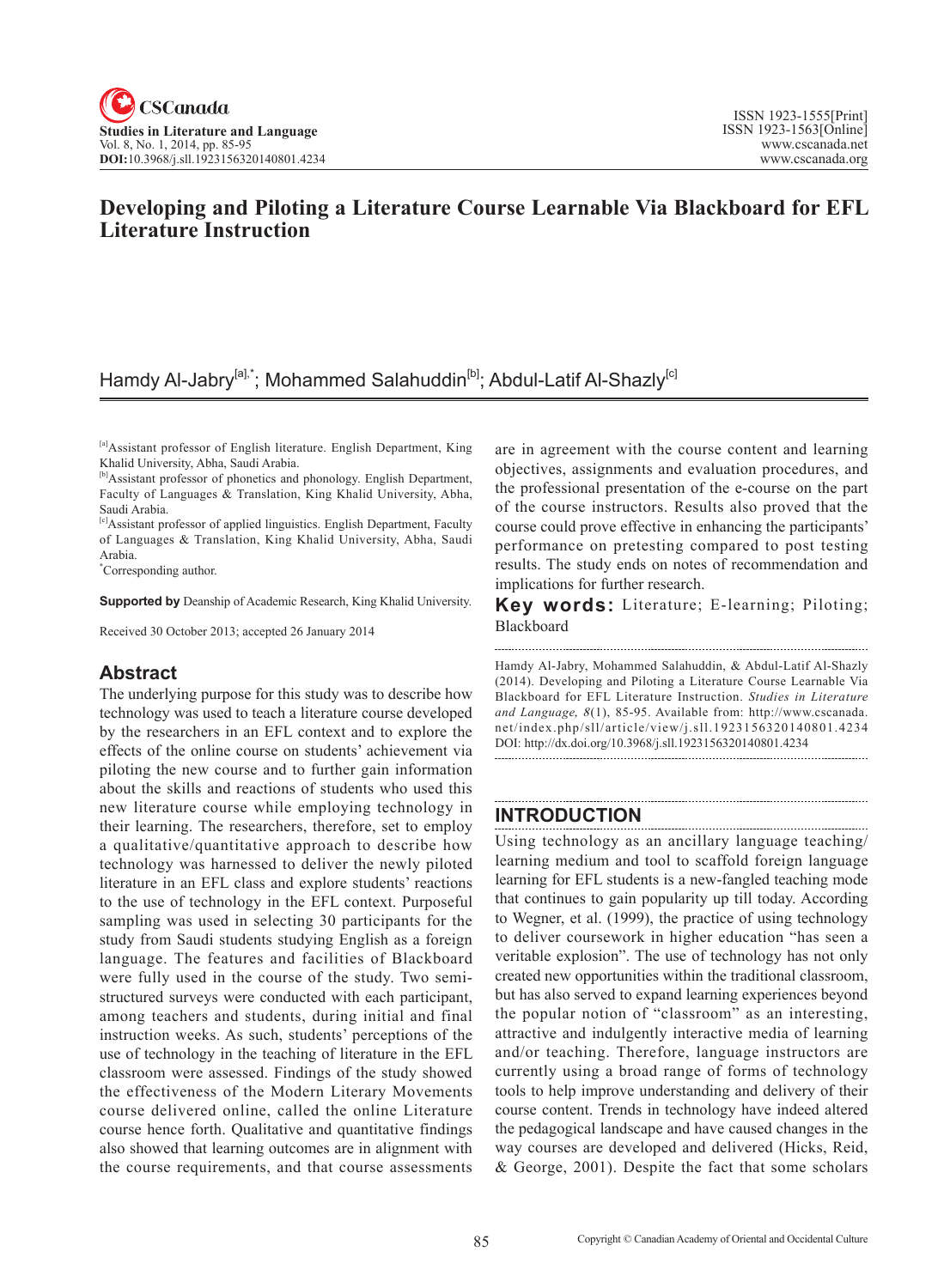# Developing and Piloting a Literature Course Learnable Via Blackboard for EFL Literature Instruction

Hamdy Al-Jabry[a],*; Mohammed Salahuddin[b]; Abdul-Latif Al-Shazly[c]

[a]Assistant professor of English literature. English Department, King Khalid University, Abha, Saudi Arabia.

[b]Assistant professor of phonetics and phonology. English Department, Faculty of Languages & Translation, King Khalid University, Abha, Saudi Arabia.

[c]Assistant professor of applied linguistics. English Department, Faculty of Languages & Translation, King Khalid University, Abha, Saudi Arabia.

*Corresponding author.

**Supported by** Deanship of Academic Research, King Khalid University.

Received 30 October 2013; accepted 26 January 2014

## Abstract

The underlying purpose for this study was to describe how technology was used to teach a literature course developed by the researchers in an EFL context and to explore the effects of the online course on students' achievement via piloting the new course and to further gain information about the skills and reactions of students who used this new literature course while employing technology in their learning. The researchers, therefore, set to employ a qualitative/quantitative approach to describe how technology was harnessed to deliver the newly piloted literature in an EFL class and explore students' reactions to the use of technology in the EFL context. Purposeful sampling was used in selecting 30 participants for the study from Saudi students studying English as a foreign language. The features and facilities of Blackboard were fully used in the course of the study. Two semi-structured surveys were conducted with each participant, among teachers and students, during initial and final instruction weeks. As such, students' perceptions of the use of technology in the teaching of literature in the EFL classroom were assessed. Findings of the study showed the effectiveness of the Modern Literary Movements course delivered online, called the online Literature course hence forth. Qualitative and quantitative findings also showed that learning outcomes are in alignment with the course requirements, and that course assessments are in agreement with the course content and learning objectives, assignments and evaluation procedures, and the professional presentation of the e-course on the part of the course instructors. Results also proved that the course could prove effective in enhancing the participants' performance on pretesting compared to post testing results. The study ends on notes of recommendation and implications for further research.

**Key words:** Literature; E-learning; Piloting; Blackboard

Hamdy Al-Jabry, Mohammed Salahuddin, & Abdul-Latif Al-Shazly (2014). Developing and Piloting a Literature Course Learnable Via Blackboard for EFL Literature Instruction. *Studies in Literature and Language, 8*(1), 85-95. Available from: http://www.cscanada.net/index.php/sll/article/view/j.sll.1923156320140801.4234 DOI: http://dx.doi.org/10.3968/j.sll.1923156320140801.4234

## INTRODUCTION

Using technology as an ancillary language teaching/learning medium and tool to scaffold foreign language learning for EFL students is a new-fangled teaching mode that continues to gain popularity up till today. According to Wegner, et al. (1999), the practice of using technology to deliver coursework in higher education "has seen a veritable explosion". The use of technology has not only created new opportunities within the traditional classroom, but has also served to expand learning experiences beyond the popular notion of "classroom" as an interesting, attractive and indulgently interactive media of learning and/or teaching. Therefore, language instructors are currently using a broad range of forms of technology tools to help improve understanding and delivery of their course content. Trends in technology have indeed altered the pedagogical landscape and have caused changes in the way courses are developed and delivered (Hicks, Reid, & George, 2001). Despite the fact that some scholars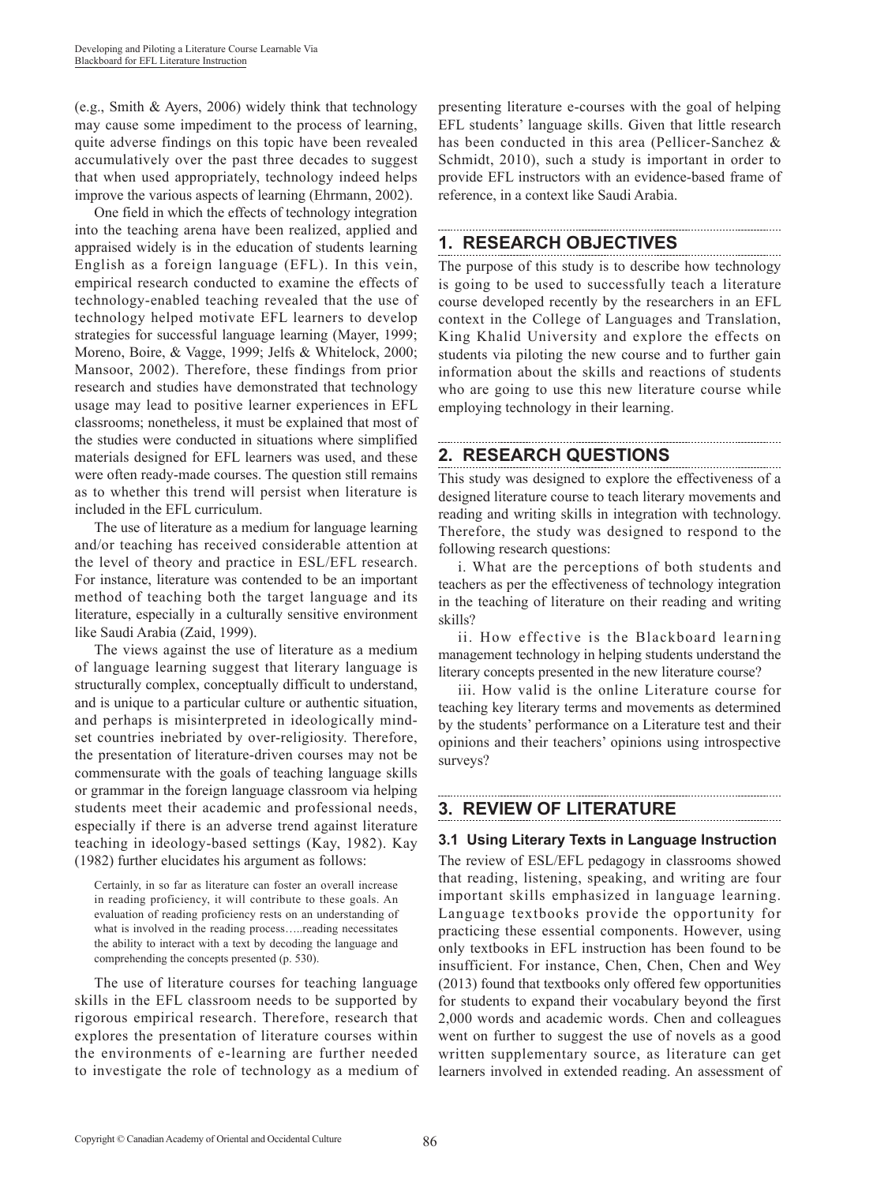(e.g., Smith & Ayers, 2006) widely think that technology may cause some impediment to the process of learning, quite adverse findings on this topic have been revealed accumulatively over the past three decades to suggest that when used appropriately, technology indeed helps improve the various aspects of learning (Ehrmann, 2002).

One field in which the effects of technology integration into the teaching arena have been realized, applied and appraised widely is in the education of students learning English as a foreign language (EFL). In this vein, empirical research conducted to examine the effects of technology-enabled teaching revealed that the use of technology helped motivate EFL learners to develop strategies for successful language learning (Mayer, 1999; Moreno, Boire, & Vagge, 1999; Jelfs & Whitelock, 2000; Mansoor, 2002). Therefore, these findings from prior research and studies have demonstrated that technology usage may lead to positive learner experiences in EFL classrooms; nonetheless, it must be explained that most of the studies were conducted in situations where simplified materials designed for EFL learners was used, and these were often ready-made courses. The question still remains as to whether this trend will persist when literature is included in the EFL curriculum.

The use of literature as a medium for language learning and/or teaching has received considerable attention at the level of theory and practice in ESL/EFL research. For instance, literature was contended to be an important method of teaching both the target language and its literature, especially in a culturally sensitive environment like Saudi Arabia (Zaid, 1999).

The views against the use of literature as a medium of language learning suggest that literary language is structurally complex, conceptually difficult to understand, and is unique to a particular culture or authentic situation, and perhaps is misinterpreted in ideologically mind-set countries inebriated by over-religiosity. Therefore, the presentation of literature-driven courses may not be commensurate with the goals of teaching language skills or grammar in the foreign language classroom via helping students meet their academic and professional needs, especially if there is an adverse trend against literature teaching in ideology-based settings (Kay, 1982). Kay (1982) further elucidates his argument as follows:

> Certainly, in so far as literature can foster an overall increase in reading proficiency, it will contribute to these goals. An evaluation of reading proficiency rests on an understanding of what is involved in the reading process…..reading necessitates the ability to interact with a text by decoding the language and comprehending the concepts presented (p. 530).

The use of literature courses for teaching language skills in the EFL classroom needs to be supported by rigorous empirical research. Therefore, research that explores the presentation of literature courses within the environments of e-learning are further needed to investigate the role of technology as a medium of presenting literature e-courses with the goal of helping EFL students' language skills. Given that little research has been conducted in this area (Pellicer-Sanchez & Schmidt, 2010), such a study is important in order to provide EFL instructors with an evidence-based frame of reference, in a context like Saudi Arabia.

## 1. RESEARCH OBJECTIVES

The purpose of this study is to describe how technology is going to be used to successfully teach a literature course developed recently by the researchers in an EFL context in the College of Languages and Translation, King Khalid University and explore the effects on students via piloting the new course and to further gain information about the skills and reactions of students who are going to use this new literature course while employing technology in their learning.

## 2. RESEARCH QUESTIONS

This study was designed to explore the effectiveness of a designed literature course to teach literary movements and reading and writing skills in integration with technology. Therefore, the study was designed to respond to the following research questions:

i. What are the perceptions of both students and teachers as per the effectiveness of technology integration in the teaching of literature on their reading and writing skills?

ii. How effective is the Blackboard learning management technology in helping students understand the literary concepts presented in the new literature course?

iii. How valid is the online Literature course for teaching key literary terms and movements as determined by the students' performance on a Literature test and their opinions and their teachers' opinions using introspective surveys?

## 3. REVIEW OF LITERATURE

### 3.1 Using Literary Texts in Language Instruction

The review of ESL/EFL pedagogy in classrooms showed that reading, listening, speaking, and writing are four important skills emphasized in language learning. Language textbooks provide the opportunity for practicing these essential components. However, using only textbooks in EFL instruction has been found to be insufficient. For instance, Chen, Chen, Chen and Wey (2013) found that textbooks only offered few opportunities for students to expand their vocabulary beyond the first 2,000 words and academic words. Chen and colleagues went on further to suggest the use of novels as a good written supplementary source, as literature can get learners involved in extended reading. An assessment of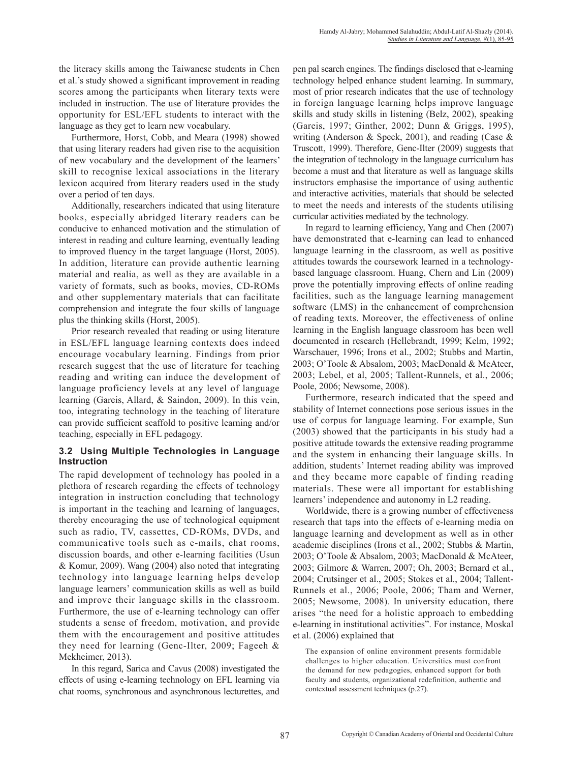the literacy skills among the Taiwanese students in Chen et al.'s study showed a significant improvement in reading scores among the participants when literary texts were included in instruction. The use of literature provides the opportunity for ESL/EFL students to interact with the language as they get to learn new vocabulary.

Furthermore, Horst, Cobb, and Meara (1998) showed that using literary readers had given rise to the acquisition of new vocabulary and the development of the learners' skill to recognise lexical associations in the literary lexicon acquired from literary readers used in the study over a period of ten days.

Additionally, researchers indicated that using literature books, especially abridged literary readers can be conducive to enhanced motivation and the stimulation of interest in reading and culture learning, eventually leading to improved fluency in the target language (Horst, 2005). In addition, literature can provide authentic learning material and realia, as well as they are available in a variety of formats, such as books, movies, CD-ROMs and other supplementary materials that can facilitate comprehension and integrate the four skills of language plus the thinking skills (Horst, 2005).

Prior research revealed that reading or using literature in ESL/EFL language learning contexts does indeed encourage vocabulary learning. Findings from prior research suggest that the use of literature for teaching reading and writing can induce the development of language proficiency levels at any level of language learning (Gareis, Allard, & Saindon, 2009). In this vein, too, integrating technology in the teaching of literature can provide sufficient scaffold to positive learning and/or teaching, especially in EFL pedagogy.

### 3.2 Using Multiple Technologies in Language Instruction

The rapid development of technology has pooled in a plethora of research regarding the effects of technology integration in instruction concluding that technology is important in the teaching and learning of languages, thereby encouraging the use of technological equipment such as radio, TV, cassettes, CD-ROMs, DVDs, and communicative tools such as e-mails, chat rooms, discussion boards, and other e-learning facilities (Usun & Komur, 2009). Wang (2004) also noted that integrating technology into language learning helps develop language learners' communication skills as well as build and improve their language skills in the classroom. Furthermore, the use of e-learning technology can offer students a sense of freedom, motivation, and provide them with the encouragement and positive attitudes they need for learning (Genc-Ilter, 2009; Fageeh & Mekheimer, 2013).

In this regard, Sarica and Cavus (2008) investigated the effects of using e-learning technology on EFL learning via chat rooms, synchronous and asynchronous lecturettes, and pen pal search engines. The findings disclosed that e-learning technology helped enhance student learning. In summary, most of prior research indicates that the use of technology in foreign language learning helps improve language skills and study skills in listening (Belz, 2002), speaking (Gareis, 1997; Ginther, 2002; Dunn & Griggs, 1995), writing (Anderson & Speck, 2001), and reading (Case & Truscott, 1999). Therefore, Genc-Ilter (2009) suggests that the integration of technology in the language curriculum has become a must and that literature as well as language skills instructors emphasise the importance of using authentic and interactive activities, materials that should be selected to meet the needs and interests of the students utilising curricular activities mediated by the technology.

In regard to learning efficiency, Yang and Chen (2007) have demonstrated that e-learning can lead to enhanced language learning in the classroom, as well as positive attitudes towards the coursework learned in a technology-based language classroom. Huang, Chern and Lin (2009) prove the potentially improving effects of online reading facilities, such as the language learning management software (LMS) in the enhancement of comprehension of reading texts. Moreover, the effectiveness of online learning in the English language classroom has been well documented in research (Hellebrandt, 1999; Kelm, 1992; Warschauer, 1996; Irons et al., 2002; Stubbs and Martin, 2003; O'Toole & Absalom, 2003; MacDonald & McAteer, 2003; Lebel, et al, 2005; Tallent-Runnels, et al., 2006; Poole, 2006; Newsome, 2008).

Furthermore, research indicated that the speed and stability of Internet connections pose serious issues in the use of corpus for language learning. For example, Sun (2003) showed that the participants in his study had a positive attitude towards the extensive reading programme and the system in enhancing their language skills. In addition, students' Internet reading ability was improved and they became more capable of finding reading materials. These were all important for establishing learners' independence and autonomy in L2 reading.

Worldwide, there is a growing number of effectiveness research that taps into the effects of e-learning media on language learning and development as well as in other academic disciplines (Irons et al., 2002; Stubbs & Martin, 2003; O'Toole & Absalom, 2003; MacDonald & McAteer, 2003; Gilmore & Warren, 2007; Oh, 2003; Bernard et al., 2004; Crutsinger et al., 2005; Stokes et al., 2004; Tallent-Runnels et al., 2006; Poole, 2006; Tham and Werner, 2005; Newsome, 2008). In university education, there arises "the need for a holistic approach to embedding e-learning in institutional activities". For instance, Moskal et al. (2006) explained that

> The expansion of online environment presents formidable challenges to higher education. Universities must confront the demand for new pedagogies, enhanced support for both faculty and students, organizational redefinition, authentic and contextual assessment techniques (p.27).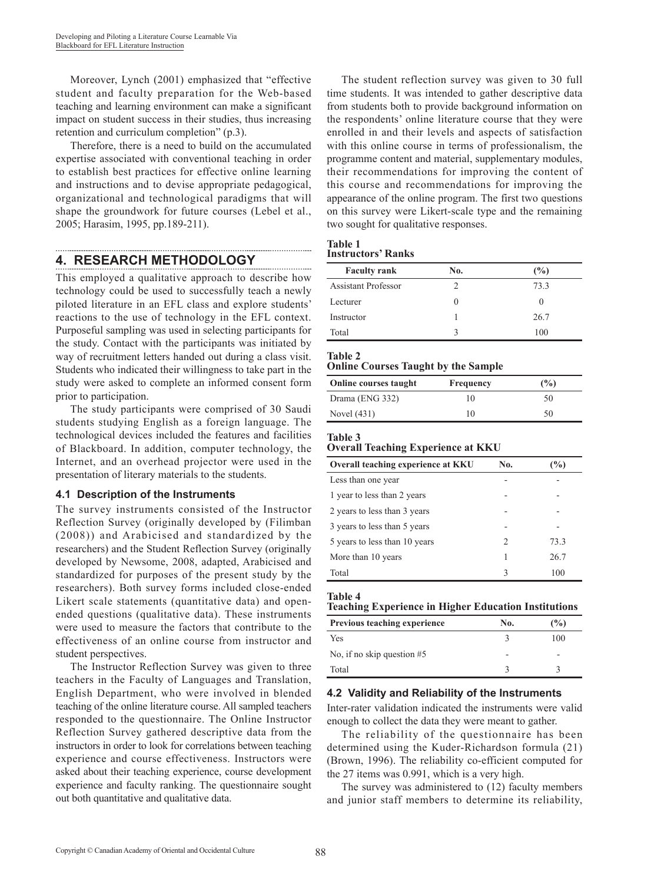Moreover, Lynch (2001) emphasized that "effective student and faculty preparation for the Web-based teaching and learning environment can make a significant impact on student success in their studies, thus increasing retention and curriculum completion" (p.3).

Therefore, there is a need to build on the accumulated expertise associated with conventional teaching in order to establish best practices for effective online learning and instructions and to devise appropriate pedagogical, organizational and technological paradigms that will shape the groundwork for future courses (Lebel et al., 2005; Harasim, 1995, pp.189-211).

## 4. RESEARCH METHODOLOGY

This employed a qualitative approach to describe how technology could be used to successfully teach a newly piloted literature in an EFL class and explore students' reactions to the use of technology in the EFL context. Purposeful sampling was used in selecting participants for the study. Contact with the participants was initiated by way of recruitment letters handed out during a class visit. Students who indicated their willingness to take part in the study were asked to complete an informed consent form prior to participation.

The study participants were comprised of 30 Saudi students studying English as a foreign language. The technological devices included the features and facilities of Blackboard. In addition, computer technology, the Internet, and an overhead projector were used in the presentation of literary materials to the students.

### 4.1 Description of the Instruments

The survey instruments consisted of the Instructor Reflection Survey (originally developed by (Filimban (2008)) and Arabicised and standardized by the researchers) and the Student Reflection Survey (originally developed by Newsome, 2008, adapted, Arabicised and standardized for purposes of the present study by the researchers). Both survey forms included close-ended Likert scale statements (quantitative data) and open-ended questions (qualitative data). These instruments were used to measure the factors that contribute to the effectiveness of an online course from instructor and student perspectives.

The Instructor Reflection Survey was given to three teachers in the Faculty of Languages and Translation, English Department, who were involved in blended teaching of the online literature course. All sampled teachers responded to the questionnaire. The Online Instructor Reflection Survey gathered descriptive data from the instructors in order to look for correlations between teaching experience and course effectiveness. Instructors were asked about their teaching experience, course development experience and faculty ranking. The questionnaire sought out both quantitative and qualitative data.

The student reflection survey was given to 30 full time students. It was intended to gather descriptive data from students both to provide background information on the respondents' online literature course that they were enrolled in and their levels and aspects of satisfaction with this online course in terms of professionalism, the programme content and material, supplementary modules, their recommendations for improving the content of this course and recommendations for improving the appearance of the online program. The first two questions on this survey were Likert-scale type and the remaining two sought for qualitative responses.

**Table 1**
**Instructors' Ranks**

| Faculty rank | No. | (%) |
|---|---|---|
| Assistant Professor | 2 | 73.3 |
| Lecturer | 0 | 0 |
| Instructor | 1 | 26.7 |
| Total | 3 | 100 |

**Table 2**
**Online Courses Taught by the Sample**

| Online courses taught | Frequency | (%) |
|---|---|---|
| Drama (ENG 332) | 10 | 50 |
| Novel (431) | 10 | 50 |

**Table 3**
**Overall Teaching Experience at KKU**

| Overall teaching experience at KKU | No. | (%) |
|---|---|---|
| Less than one year | - | - |
| 1 year to less than 2 years | - | - |
| 2 years to less than 3 years | - | - |
| 3 years to less than 5 years | - | - |
| 5 years to less than 10 years | 2 | 73.3 |
| More than 10 years | 1 | 26.7 |
| Total | 3 | 100 |

**Table 4**
**Teaching Experience in Higher Education Institutions**

| Previous teaching experience | No. | (%) |
|---|---|---|
| Yes | 3 | 100 |
| No, if no skip question #5 | - | - |
| Total | 3 | 3 |

### 4.2 Validity and Reliability of the Instruments

Inter-rater validation indicated the instruments were valid enough to collect the data they were meant to gather.

The reliability of the questionnaire has been determined using the Kuder-Richardson formula (21) (Brown, 1996). The reliability co-efficient computed for the 27 items was 0.991, which is a very high.

The survey was administered to (12) faculty members and junior staff members to determine its reliability,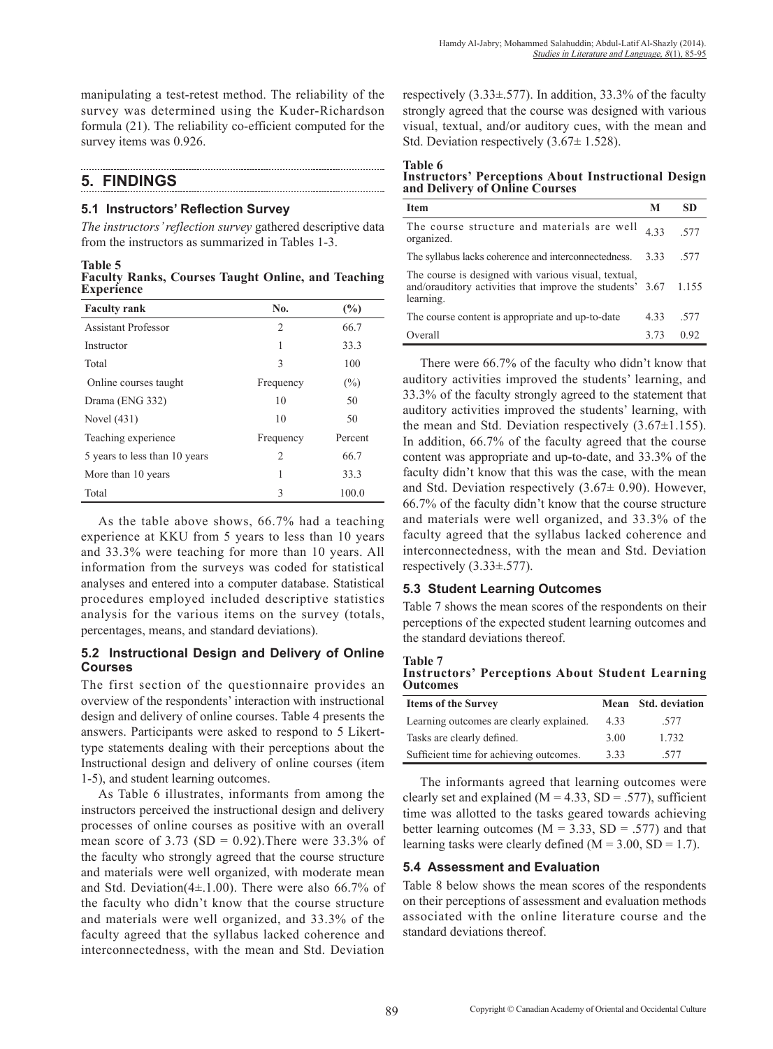manipulating a test-retest method. The reliability of the survey was determined using the Kuder-Richardson formula (21). The reliability co-efficient computed for the survey items was 0.926.

## 5. FINDINGS

### 5.1 Instructors' Reflection Survey

*The instructors' reflection survey* gathered descriptive data from the instructors as summarized in Tables 1-3.

**Table 5**
**Faculty Ranks, Courses Taught Online, and Teaching Experience**

| Faculty rank | No. | (%) |
|---|---|---|
| Assistant Professor | 2 | 66.7 |
| Instructor | 1 | 33.3 |
| Total | 3 | 100 |
| Online courses taught | Frequency | (%) |
| Drama (ENG 332) | 10 | 50 |
| Novel (431) | 10 | 50 |
| Teaching experience | Frequency | Percent |
| 5 years to less than 10 years | 2 | 66.7 |
| More than 10 years | 1 | 33.3 |
| Total | 3 | 100.0 |

As the table above shows, 66.7% had a teaching experience at KKU from 5 years to less than 10 years and 33.3% were teaching for more than 10 years. All information from the surveys was coded for statistical analyses and entered into a computer database. Statistical procedures employed included descriptive statistics analysis for the various items on the survey (totals, percentages, means, and standard deviations).

### 5.2 Instructional Design and Delivery of Online Courses

The first section of the questionnaire provides an overview of the respondents' interaction with instructional design and delivery of online courses. Table 4 presents the answers. Participants were asked to respond to 5 Likert-type statements dealing with their perceptions about the Instructional design and delivery of online courses (item 1-5), and student learning outcomes.

As Table 6 illustrates, informants from among the instructors perceived the instructional design and delivery processes of online courses as positive with an overall mean score of 3.73 (SD = 0.92).There were 33.3% of the faculty who strongly agreed that the course structure and materials were well organized, with moderate mean and Std. Deviation(4±.1.00). There were also 66.7% of the faculty who didn't know that the course structure and materials were well organized, and 33.3% of the faculty agreed that the syllabus lacked coherence and interconnectedness, with the mean and Std. Deviation respectively (3.33±.577). In addition, 33.3% of the faculty strongly agreed that the course was designed with various visual, textual, and/or auditory cues, with the mean and Std. Deviation respectively (3.67± 1.528).

**Table 6**
**Instructors' Perceptions About Instructional Design and Delivery of Online Courses**

| Item | M | SD |
|---|---|---|
| The course structure and materials are well organized. | 4.33 | .577 |
| The syllabus lacks coherence and interconnectedness. | 3.33 | .577 |
| The course is designed with various visual, textual, and/orauditory activities that improve the students' learning. | 3.67 | 1.155 |
| The course content is appropriate and up-to-date | 4.33 | .577 |
| Overall | 3.73 | 0.92 |

There were 66.7% of the faculty who didn't know that auditory activities improved the students' learning, and 33.3% of the faculty strongly agreed to the statement that auditory activities improved the students' learning, with the mean and Std. Deviation respectively (3.67±1.155). In addition, 66.7% of the faculty agreed that the course content was appropriate and up-to-date, and 33.3% of the faculty didn't know that this was the case, with the mean and Std. Deviation respectively (3.67± 0.90). However, 66.7% of the faculty didn't know that the course structure and materials were well organized, and 33.3% of the faculty agreed that the syllabus lacked coherence and interconnectedness, with the mean and Std. Deviation respectively (3.33±.577).

### 5.3 Student Learning Outcomes

Table 7 shows the mean scores of the respondents on their perceptions of the expected student learning outcomes and the standard deviations thereof.

**Table 7**
**Instructors' Perceptions About Student Learning Outcomes**

| Items of the Survey | Mean | Std. deviation |
|---|---|---|
| Learning outcomes are clearly explained. | 4.33 | .577 |
| Tasks are clearly defined. | 3.00 | 1.732 |
| Sufficient time for achieving outcomes. | 3.33 | .577 |

The informants agreed that learning outcomes were clearly set and explained (M = 4.33, SD = .577), sufficient time was allotted to the tasks geared towards achieving better learning outcomes (M = 3.33, SD = .577) and that learning tasks were clearly defined (M = 3.00, SD = 1.7).

### 5.4 Assessment and Evaluation

Table 8 below shows the mean scores of the respondents on their perceptions of assessment and evaluation methods associated with the online literature course and the standard deviations thereof.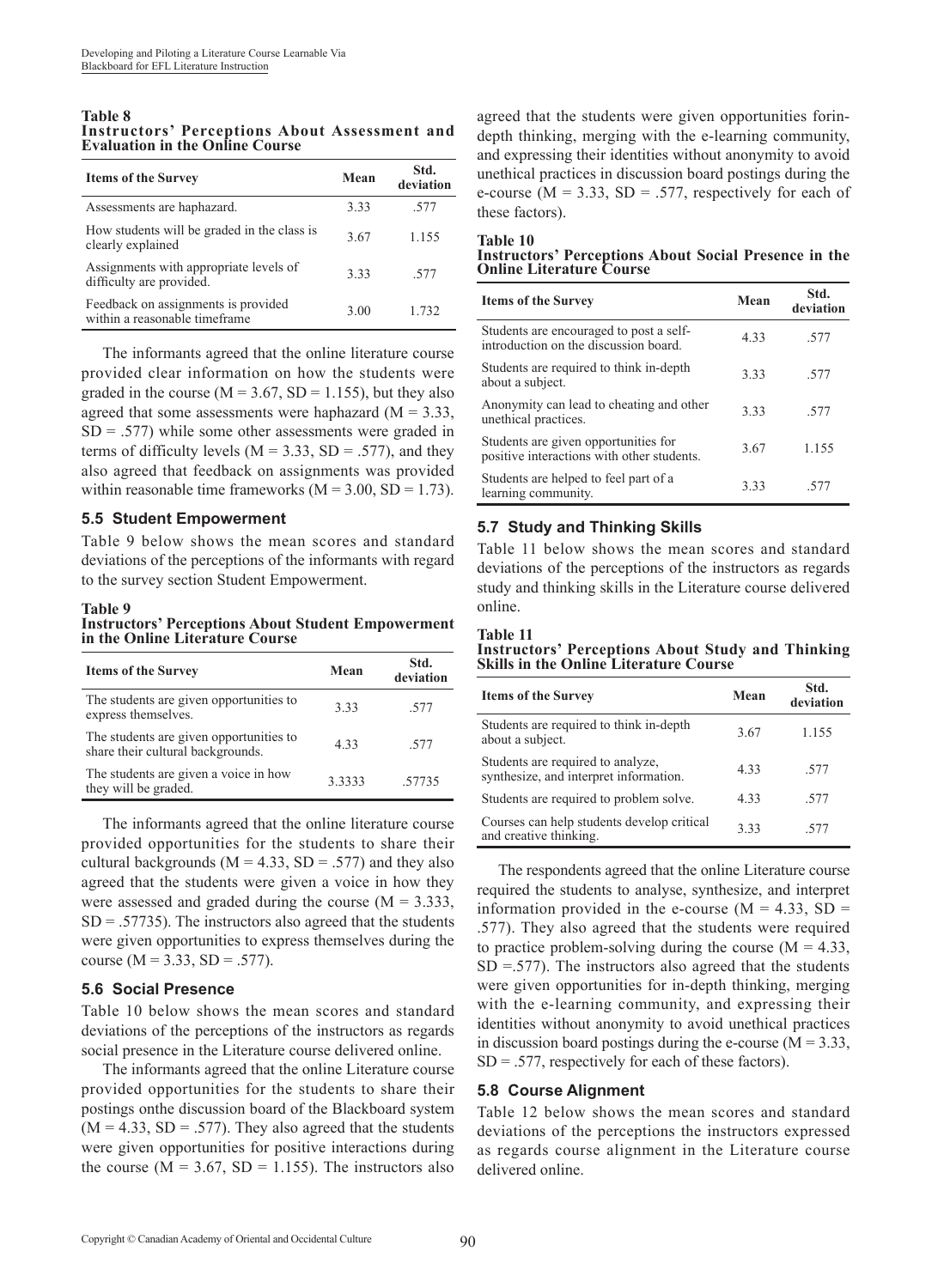**Table 8**
**Instructors' Perceptions About Assessment and Evaluation in the Online Course**

| Items of the Survey | Mean | Std. deviation |
|---|---|---|
| Assessments are haphazard. | 3.33 | .577 |
| How students will be graded in the class is clearly explained | 3.67 | 1.155 |
| Assignments with appropriate levels of difficulty are provided. | 3.33 | .577 |
| Feedback on assignments is provided within a reasonable timeframe | 3.00 | 1.732 |

The informants agreed that the online literature course provided clear information on how the students were graded in the course (M = 3.67, SD = 1.155), but they also agreed that some assessments were haphazard (M = 3.33, SD = .577) while some other assessments were graded in terms of difficulty levels (M = 3.33, SD = .577), and they also agreed that feedback on assignments was provided within reasonable time frameworks (M = 3.00, SD = 1.73).

### 5.5 Student Empowerment

Table 9 below shows the mean scores and standard deviations of the perceptions of the informants with regard to the survey section Student Empowerment.

**Table 9**
**Instructors' Perceptions About Student Empowerment in the Online Literature Course**

| Items of the Survey | Mean | Std. deviation |
|---|---|---|
| The students are given opportunities to express themselves. | 3.33 | .577 |
| The students are given opportunities to share their cultural backgrounds. | 4.33 | .577 |
| The students are given a voice in how they will be graded. | 3.3333 | .57735 |

The informants agreed that the online literature course provided opportunities for the students to share their cultural backgrounds (M = 4.33, SD = .577) and they also agreed that the students were given a voice in how they were assessed and graded during the course (M = 3.333, SD = .57735). The instructors also agreed that the students were given opportunities to express themselves during the course (M = 3.33, SD = .577).

### 5.6 Social Presence

Table 10 below shows the mean scores and standard deviations of the perceptions of the instructors as regards social presence in the Literature course delivered online.

The informants agreed that the online Literature course provided opportunities for the students to share their postings onthe discussion board of the Blackboard system (M = 4.33, SD = .577). They also agreed that the students were given opportunities for positive interactions during the course (M = 3.67, SD = 1.155). The instructors also agreed that the students were given opportunities forin-depth thinking, merging with the e-learning community, and expressing their identities without anonymity to avoid unethical practices in discussion board postings during the e-course (M = 3.33, SD = .577, respectively for each of these factors).

**Table 10**
**Instructors' Perceptions About Social Presence in the Online Literature Course**

| Items of the Survey | Mean | Std. deviation |
|---|---|---|
| Students are encouraged to post a self-introduction on the discussion board. | 4.33 | .577 |
| Students are required to think in-depth about a subject. | 3.33 | .577 |
| Anonymity can lead to cheating and other unethical practices. | 3.33 | .577 |
| Students are given opportunities for positive interactions with other students. | 3.67 | 1.155 |
| Students are helped to feel part of a learning community. | 3.33 | .577 |

### 5.7 Study and Thinking Skills

Table 11 below shows the mean scores and standard deviations of the perceptions of the instructors as regards study and thinking skills in the Literature course delivered online.

**Table 11**
**Instructors' Perceptions About Study and Thinking Skills in the Online Literature Course**

| Items of the Survey | Mean | Std. deviation |
|---|---|---|
| Students are required to think in-depth about a subject. | 3.67 | 1.155 |
| Students are required to analyze, synthesize, and interpret information. | 4.33 | .577 |
| Students are required to problem solve. | 4.33 | .577 |
| Courses can help students develop critical and creative thinking. | 3.33 | .577 |

The respondents agreed that the online Literature course required the students to analyse, synthesize, and interpret information provided in the e-course (M = 4.33, SD = .577). They also agreed that the students were required to practice problem-solving during the course (M = 4.33, SD =.577). The instructors also agreed that the students were given opportunities for in-depth thinking, merging with the e-learning community, and expressing their identities without anonymity to avoid unethical practices in discussion board postings during the e-course (M = 3.33, SD = .577, respectively for each of these factors).

### 5.8 Course Alignment

Table 12 below shows the mean scores and standard deviations of the perceptions the instructors expressed as regards course alignment in the Literature course delivered online.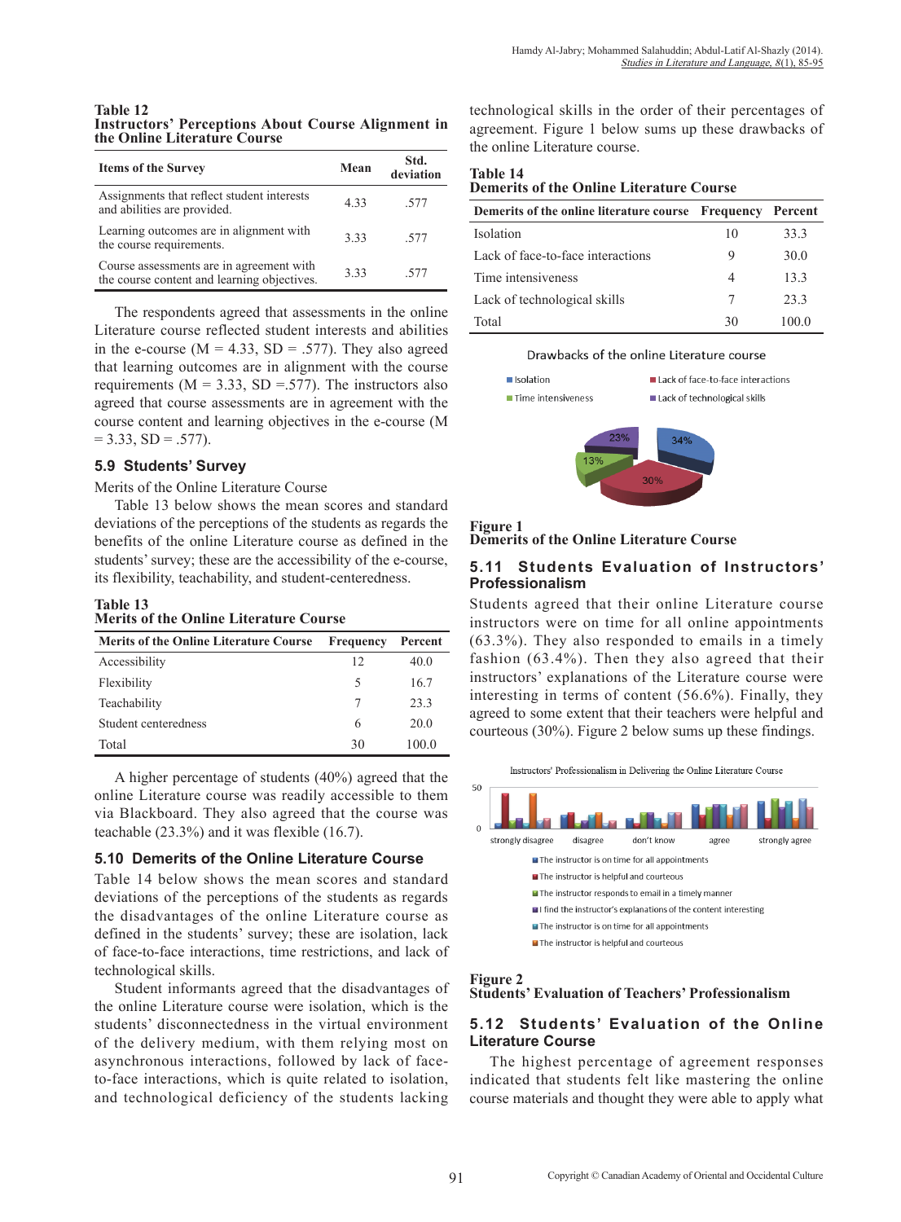**Table 12**
**Instructors' Perceptions About Course Alignment in the Online Literature Course**

| Items of the Survey | Mean | Std. deviation |
|---|---|---|
| Assignments that reflect student interests and abilities are provided. | 4.33 | .577 |
| Learning outcomes are in alignment with the course requirements. | 3.33 | .577 |
| Course assessments are in agreement with the course content and learning objectives. | 3.33 | .577 |

The respondents agreed that assessments in the online Literature course reflected student interests and abilities in the e-course (M = 4.33, SD = .577). They also agreed that learning outcomes are in alignment with the course requirements (M = 3.33, SD =.577). The instructors also agreed that course assessments are in agreement with the course content and learning objectives in the e-course (M = 3.33, SD = .577).

### 5.9 Students' Survey

Merits of the Online Literature Course

Table 13 below shows the mean scores and standard deviations of the perceptions of the students as regards the benefits of the online Literature course as defined in the students' survey; these are the accessibility of the e-course, its flexibility, teachability, and student-centeredness.

**Table 13**
**Merits of the Online Literature Course**

| Merits of the Online Literature Course | Frequency | Percent |
|---|---|---|
| Accessibility | 12 | 40.0 |
| Flexibility | 5 | 16.7 |
| Teachability | 7 | 23.3 |
| Student centeredness | 6 | 20.0 |
| Total | 30 | 100.0 |

A higher percentage of students (40%) agreed that the online Literature course was readily accessible to them via Blackboard. They also agreed that the course was teachable (23.3%) and it was flexible (16.7).

### 5.10 Demerits of the Online Literature Course

Table 14 below shows the mean scores and standard deviations of the perceptions of the students as regards the disadvantages of the online Literature course as defined in the students' survey; these are isolation, lack of face-to-face interactions, time restrictions, and lack of technological skills.

Student informants agreed that the disadvantages of the online Literature course were isolation, which is the students' disconnectedness in the virtual environment of the delivery medium, with them relying most on asynchronous interactions, followed by lack of face-to-face interactions, which is quite related to isolation, and technological deficiency of the students lacking technological skills in the order of their percentages of agreement. Figure 1 below sums up these drawbacks of the online Literature course.

**Table 14**
**Demerits of the Online Literature Course**

| Demerits of the online literature course | Frequency | Percent |
|---|---|---|
| Isolation | 10 | 33.3 |
| Lack of face-to-face interactions | 9 | 30.0 |
| Time intensiveness | 4 | 13.3 |
| Lack of technological skills | 7 | 23.3 |
| Total | 30 | 100.0 |

**Figure 1**
**Demerits of the Online Literature Course**

### 5.11 Students Evaluation of Instructors' Professionalism

Students agreed that their online Literature course instructors were on time for all online appointments (63.3%). They also responded to emails in a timely fashion (63.4%). Then they also agreed that their instructors' explanations of the Literature course were interesting in terms of content (56.6%). Finally, they agreed to some extent that their teachers were helpful and courteous (30%). Figure 2 below sums up these findings.

**Figure 2**
**Students' Evaluation of Teachers' Professionalism**

### 5.12 Students' Evaluation of the Online Literature Course

The highest percentage of agreement responses indicated that students felt like mastering the online course materials and thought they were able to apply what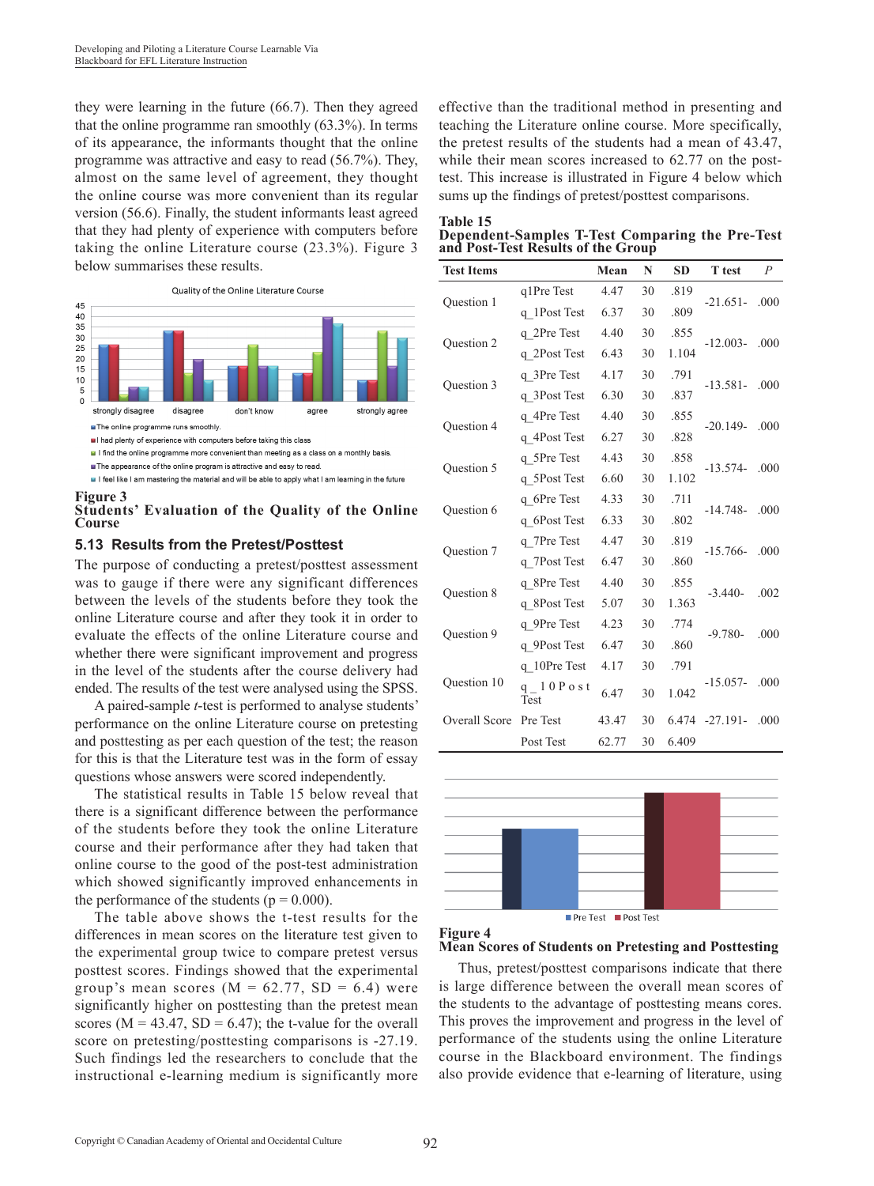they were learning in the future (66.7). Then they agreed that the online programme ran smoothly (63.3%). In terms of its appearance, the informants thought that the online programme was attractive and easy to read (56.7%). They, almost on the same level of agreement, they thought the online course was more convenient than its regular version (56.6). Finally, the student informants least agreed that they had plenty of experience with computers before taking the online Literature course (23.3%). Figure 3 below summarises these results.

**Figure 3**
**Students' Evaluation of the Quality of the Online Course**

### 5.13 Results from the Pretest/Posttest

The purpose of conducting a pretest/posttest assessment was to gauge if there were any significant differences between the levels of the students before they took the online Literature course and after they took it in order to evaluate the effects of the online Literature course and whether there were significant improvement and progress in the level of the students after the course delivery had ended. The results of the test were analysed using the SPSS.

A paired-sample *t*-test is performed to analyse students' performance on the online Literature course on pretesting and posttesting as per each question of the test; the reason for this is that the Literature test was in the form of essay questions whose answers were scored independently.

The statistical results in Table 15 below reveal that there is a significant difference between the performance of the students before they took the online Literature course and their performance after they had taken that online course to the good of the post-test administration which showed significantly improved enhancements in the performance of the students ($p = 0.000$).

The table above shows the t-test results for the differences in mean scores on the literature test given to the experimental group twice to compare pretest versus posttest scores. Findings showed that the experimental group's mean scores ($M = 62.77$, $SD = 6.4$) were significantly higher on posttesting than the pretest mean scores ($M = 43.47$, $SD = 6.47$); the t-value for the overall score on pretesting/posttesting comparisons is -27.19. Such findings led the researchers to conclude that the instructional e-learning medium is significantly more effective than the traditional method in presenting and teaching the Literature online course. More specifically, the pretest results of the students had a mean of 43.47, while their mean scores increased to 62.77 on the post-test. This increase is illustrated in Figure 4 below which sums up the findings of pretest/posttest comparisons.

**Table 15**
**Dependent-Samples T-Test Comparing the Pre-Test and Post-Test Results of the Group**

| Test Items | | Mean | N | SD | T test | *P* |
|---|---|---|---|---|---|---|
| Question 1 | q1Pre Test | 4.47 | 30 | .819 | -21.651- | .000 |
| | q_1Post Test | 6.37 | 30 | .809 | | |
| Question 2 | q_2Pre Test | 4.40 | 30 | .855 | -12.003- | .000 |
| | q_2Post Test | 6.43 | 30 | 1.104 | | |
| Question 3 | q_3Pre Test | 4.17 | 30 | .791 | -13.581- | .000 |
| | q_3Post Test | 6.30 | 30 | .837 | | |
| Question 4 | q_4Pre Test | 4.40 | 30 | .855 | -20.149- | .000 |
| | q_4Post Test | 6.27 | 30 | .828 | | |
| Question 5 | q_5Pre Test | 4.43 | 30 | .858 | -13.574- | .000 |
| | q_5Post Test | 6.60 | 30 | 1.102 | | |
| Question 6 | q_6Pre Test | 4.33 | 30 | .711 | -14.748- | .000 |
| | q_6Post Test | 6.33 | 30 | .802 | | |
| Question 7 | q_7Pre Test | 4.47 | 30 | .819 | -15.766- | .000 |
| | q_7Post Test | 6.47 | 30 | .860 | | |
| Question 8 | q_8Pre Test | 4.40 | 30 | .855 | -3.440- | .002 |
| | q_8Post Test | 5.07 | 30 | 1.363 | | |
| Question 9 | q_9Pre Test | 4.23 | 30 | .774 | -9.780- | .000 |
| | q_9Post Test | 6.47 | 30 | .860 | | |
| Question 10 | q_10Pre Test | 4.17 | 30 | .791 | -15.057- | .000 |
| | q_10Post Test | 6.47 | 30 | 1.042 | | |
| Overall Score | Pre Test | 43.47 | 30 | 6.474 | -27.191- | .000 |
| | Post Test | 62.77 | 30 | 6.409 | | |

**Figure 4**
**Mean Scores of Students on Pretesting and Posttesting**

Thus, pretest/posttest comparisons indicate that there is large difference between the overall mean scores of the students to the advantage of posttesting means cores. This proves the improvement and progress in the level of performance of the students using the online Literature course in the Blackboard environment. The findings also provide evidence that e-learning of literature, using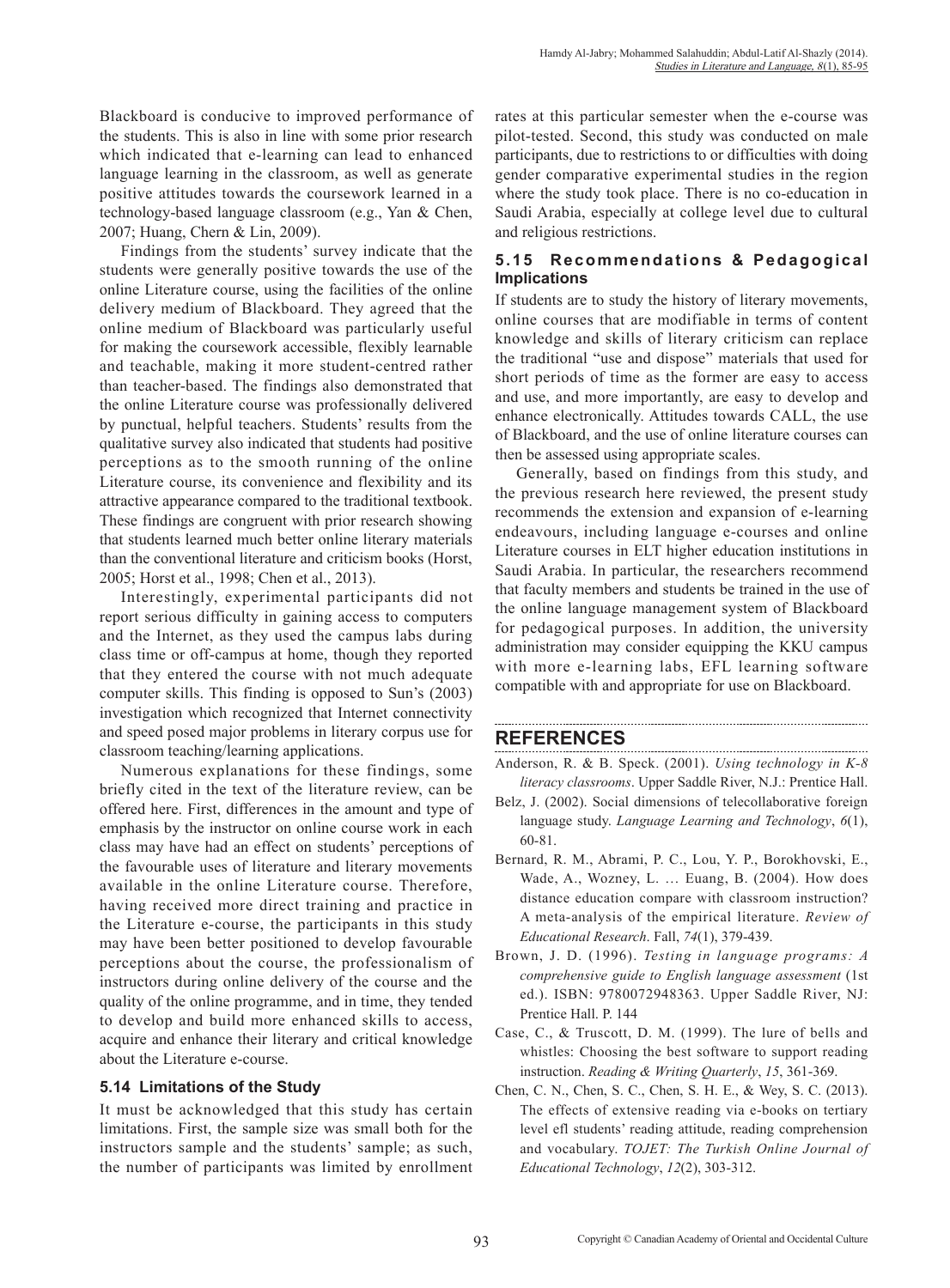Blackboard is conducive to improved performance of the students. This is also in line with some prior research which indicated that e-learning can lead to enhanced language learning in the classroom, as well as generate positive attitudes towards the coursework learned in a technology-based language classroom (e.g., Yan & Chen, 2007; Huang, Chern & Lin, 2009).

Findings from the students' survey indicate that the students were generally positive towards the use of the online Literature course, using the facilities of the online delivery medium of Blackboard. They agreed that the online medium of Blackboard was particularly useful for making the coursework accessible, flexibly learnable and teachable, making it more student-centred rather than teacher-based. The findings also demonstrated that the online Literature course was professionally delivered by punctual, helpful teachers. Students' results from the qualitative survey also indicated that students had positive perceptions as to the smooth running of the online Literature course, its convenience and flexibility and its attractive appearance compared to the traditional textbook. These findings are congruent with prior research showing that students learned much better online literary materials than the conventional literature and criticism books (Horst, 2005; Horst et al., 1998; Chen et al., 2013).

Interestingly, experimental participants did not report serious difficulty in gaining access to computers and the Internet, as they used the campus labs during class time or off-campus at home, though they reported that they entered the course with not much adequate computer skills. This finding is opposed to Sun's (2003) investigation which recognized that Internet connectivity and speed posed major problems in literary corpus use for classroom teaching/learning applications.

Numerous explanations for these findings, some briefly cited in the text of the literature review, can be offered here. First, differences in the amount and type of emphasis by the instructor on online course work in each class may have had an effect on students' perceptions of the favourable uses of literature and literary movements available in the online Literature course. Therefore, having received more direct training and practice in the Literature e-course, the participants in this study may have been better positioned to develop favourable perceptions about the course, the professionalism of instructors during online delivery of the course and the quality of the online programme, and in time, they tended to develop and build more enhanced skills to access, acquire and enhance their literary and critical knowledge about the Literature e-course.

### 5.14 Limitations of the Study

It must be acknowledged that this study has certain limitations. First, the sample size was small both for the instructors sample and the students' sample; as such, the number of participants was limited by enrollment rates at this particular semester when the e-course was pilot-tested. Second, this study was conducted on male participants, due to restrictions to or difficulties with doing gender comparative experimental studies in the region where the study took place. There is no co-education in Saudi Arabia, especially at college level due to cultural and religious restrictions.

### 5.15 Recommendations & Pedagogical Implications

If students are to study the history of literary movements, online courses that are modifiable in terms of content knowledge and skills of literary criticism can replace the traditional "use and dispose" materials that used for short periods of time as the former are easy to access and use, and more importantly, are easy to develop and enhance electronically. Attitudes towards CALL, the use of Blackboard, and the use of online literature courses can then be assessed using appropriate scales.

Generally, based on findings from this study, and the previous research here reviewed, the present study recommends the extension and expansion of e-learning endeavours, including language e-courses and online Literature courses in ELT higher education institutions in Saudi Arabia. In particular, the researchers recommend that faculty members and students be trained in the use of the online language management system of Blackboard for pedagogical purposes. In addition, the university administration may consider equipping the KKU campus with more e-learning labs, EFL learning software compatible with and appropriate for use on Blackboard.

## REFERENCES

Anderson, R. & B. Speck. (2001). *Using technology in K-8 literacy classrooms*. Upper Saddle River, N.J.: Prentice Hall.

Belz, J. (2002). Social dimensions of telecollaborative foreign language study. *Language Learning and Technology*, *6*(1), 60-81.

Bernard, R. M., Abrami, P. C., Lou, Y. P., Borokhovski, E., Wade, A., Wozney, L. … Euang, B. (2004). How does distance education compare with classroom instruction? A meta-analysis of the empirical literature. *Review of Educational Research*. Fall, *74*(1), 379-439.

Brown, J. D. (1996). *Testing in language programs: A comprehensive guide to English language assessment* (1st ed.). ISBN: 9780072948363. Upper Saddle River, NJ: Prentice Hall. P. 144

Case, C., & Truscott, D. M. (1999). The lure of bells and whistles: Choosing the best software to support reading instruction. *Reading & Writing Quarterly*, *15*, 361-369.

Chen, C. N., Chen, S. C., Chen, S. H. E., & Wey, S. C. (2013). The effects of extensive reading via e-books on tertiary level efl students' reading attitude, reading comprehension and vocabulary. *TOJET: The Turkish Online Journal of Educational Technology*, *12*(2), 303-312.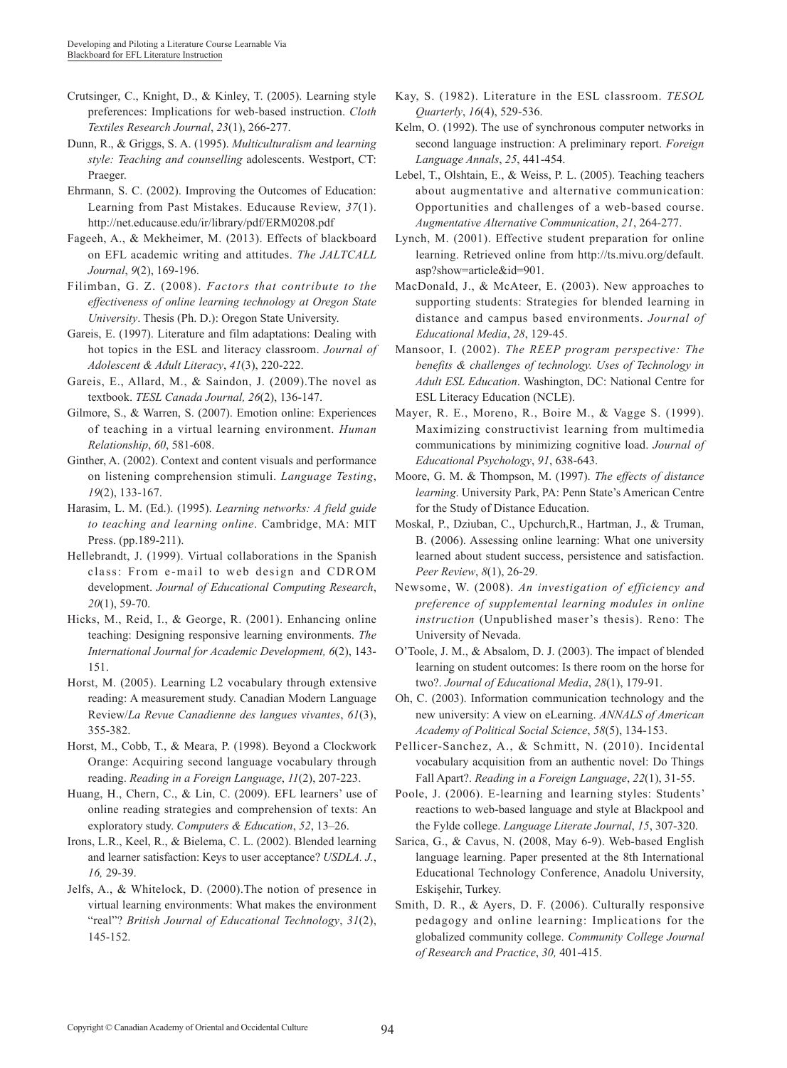Crutsinger, C., Knight, D., & Kinley, T. (2005). Learning style preferences: Implications for web-based instruction. *Cloth Textiles Research Journal*, *23*(1), 266-277.

Dunn, R., & Griggs, S. A. (1995). *Multiculturalism and learning style: Teaching and counselling* adolescents. Westport, CT: Praeger.

Ehrmann, S. C. (2002). Improving the Outcomes of Education: Learning from Past Mistakes. Educause Review, *37*(1). http://net.educause.edu/ir/library/pdf/ERM0208.pdf

Fageeh, A., & Mekheimer, M. (2013). Effects of blackboard on EFL academic writing and attitudes. *The JALTCALL Journal*, *9*(2), 169-196.

Filimban, G. Z. (2008). *Factors that contribute to the effectiveness of online learning technology at Oregon State University*. Thesis (Ph. D.): Oregon State University.

Gareis, E. (1997). Literature and film adaptations: Dealing with hot topics in the ESL and literacy classroom. *Journal of Adolescent & Adult Literacy*, *41*(3), 220-222.

Gareis, E., Allard, M., & Saindon, J. (2009).The novel as textbook. *TESL Canada Journal, 26*(2), 136-147.

Gilmore, S., & Warren, S. (2007). Emotion online: Experiences of teaching in a virtual learning environment. *Human Relationship*, *60*, 581-608.

Ginther, A. (2002). Context and content visuals and performance on listening comprehension stimuli. *Language Testing*, *19*(2), 133-167.

Harasim, L. M. (Ed.). (1995). *Learning networks: A field guide to teaching and learning online*. Cambridge, MA: MIT Press. (pp.189-211).

Hellebrandt, J. (1999). Virtual collaborations in the Spanish class: From e-mail to web design and CDROM development. *Journal of Educational Computing Research*, *20*(1), 59-70.

Hicks, M., Reid, I., & George, R. (2001). Enhancing online teaching: Designing responsive learning environments. *The International Journal for Academic Development, 6*(2), 143-151.

Horst, M. (2005). Learning L2 vocabulary through extensive reading: A measurement study. Canadian Modern Language Review/*La Revue Canadienne des langues vivantes*, *61*(3), 355-382.

Horst, M., Cobb, T., & Meara, P. (1998). Beyond a Clockwork Orange: Acquiring second language vocabulary through reading. *Reading in a Foreign Language*, *11*(2), 207-223.

Huang, H., Chern, C., & Lin, C. (2009). EFL learners' use of online reading strategies and comprehension of texts: An exploratory study. *Computers & Education*, *52*, 13–26.

Irons, L.R., Keel, R., & Bielema, C. L. (2002). Blended learning and learner satisfaction: Keys to user acceptance? *USDLA. J.*, *16,* 29-39.

Jelfs, A., & Whitelock, D. (2000).The notion of presence in virtual learning environments: What makes the environment "real"? *British Journal of Educational Technology*, *31*(2), 145-152.

Kay, S. (1982). Literature in the ESL classroom. *TESOL Quarterly*, *16*(4), 529-536.

Kelm, O. (1992). The use of synchronous computer networks in second language instruction: A preliminary report. *Foreign Language Annals*, *25*, 441-454.

Lebel, T., Olshtain, E., & Weiss, P. L. (2005). Teaching teachers about augmentative and alternative communication: Opportunities and challenges of a web-based course. *Augmentative Alternative Communication*, *21*, 264-277.

Lynch, M. (2001). Effective student preparation for online learning. Retrieved online from http://ts.mivu.org/default.asp?show=article&id=901.

MacDonald, J., & McAteer, E. (2003). New approaches to supporting students: Strategies for blended learning in distance and campus based environments. *Journal of Educational Media*, *28*, 129-45.

Mansoor, I. (2002). *The REEP program perspective: The benefits & challenges of technology. Uses of Technology in Adult ESL Education*. Washington, DC: National Centre for ESL Literacy Education (NCLE).

Mayer, R. E., Moreno, R., Boire M., & Vagge S. (1999). Maximizing constructivist learning from multimedia communications by minimizing cognitive load. *Journal of Educational Psychology*, *91*, 638-643.

Moore, G. M. & Thompson, M. (1997). *The effects of distance learning*. University Park, PA: Penn State's American Centre for the Study of Distance Education.

Moskal, P., Dziuban, C., Upchurch,R., Hartman, J., & Truman, B. (2006). Assessing online learning: What one university learned about student success, persistence and satisfaction. *Peer Review*, *8*(1), 26-29.

Newsome, W. (2008). *An investigation of efficiency and preference of supplemental learning modules in online instruction* (Unpublished maser's thesis). Reno: The University of Nevada.

O'Toole, J. M., & Absalom, D. J. (2003). The impact of blended learning on student outcomes: Is there room on the horse for two?. *Journal of Educational Media*, *28*(1), 179-91.

Oh, C. (2003). Information communication technology and the new university: A view on eLearning. *ANNALS of American Academy of Political Social Science*, *58*(5), 134-153.

Pellicer-Sanchez, A., & Schmitt, N. (2010). Incidental vocabulary acquisition from an authentic novel: Do Things Fall Apart?. *Reading in a Foreign Language*, *22*(1), 31-55.

Poole, J. (2006). E-learning and learning styles: Students' reactions to web-based language and style at Blackpool and the Fylde college. *Language Literate Journal*, *15*, 307-320.

Sarica, G., & Cavus, N. (2008, May 6-9). Web-based English language learning. Paper presented at the 8th International Educational Technology Conference, Anadolu University, Eskişehir, Turkey.

Smith, D. R., & Ayers, D. F. (2006). Culturally responsive pedagogy and online learning: Implications for the globalized community college. *Community College Journal of Research and Practice*, *30,* 401-415.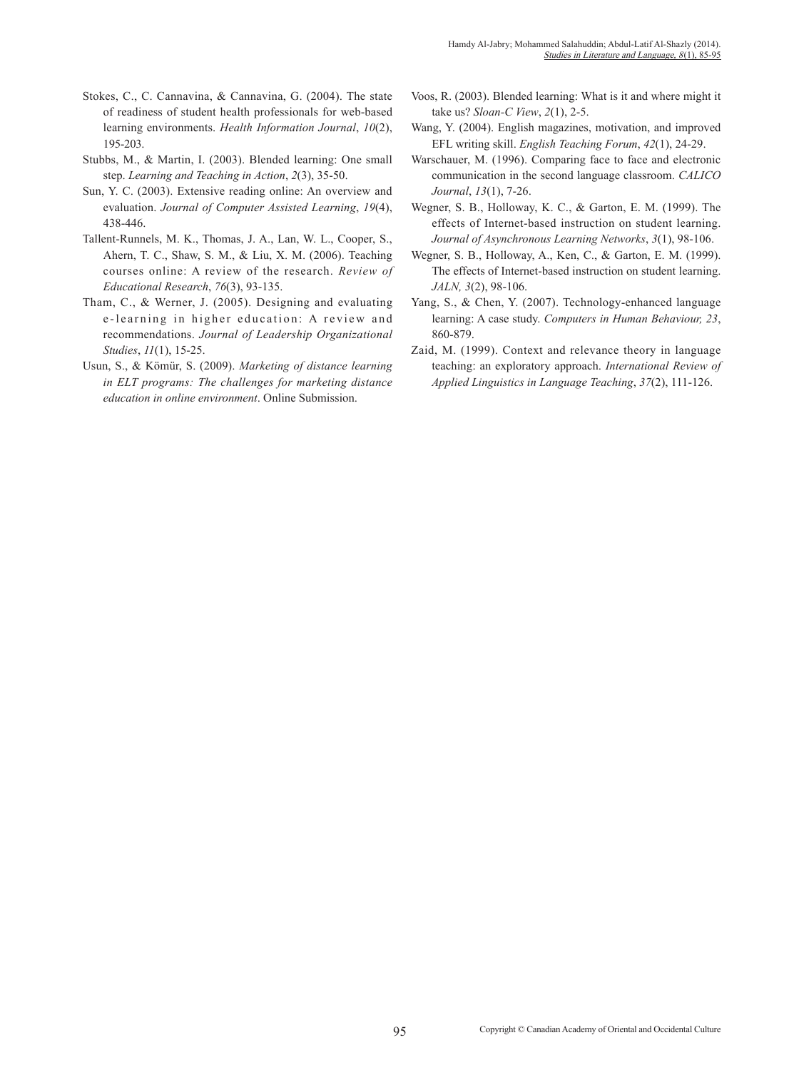Stokes, C., C. Cannavina, & Cannavina, G. (2004). The state of readiness of student health professionals for web-based learning environments. *Health Information Journal*, *10*(2), 195-203.

Stubbs, M., & Martin, I. (2003). Blended learning: One small step. *Learning and Teaching in Action*, *2*(3), 35-50.

Sun, Y. C. (2003). Extensive reading online: An overview and evaluation. *Journal of Computer Assisted Learning*, *19*(4), 438-446.

Tallent-Runnels, M. K., Thomas, J. A., Lan, W. L., Cooper, S., Ahern, T. C., Shaw, S. M., & Liu, X. M. (2006). Teaching courses online: A review of the research. *Review of Educational Research*, *76*(3), 93-135.

Tham, C., & Werner, J. (2005). Designing and evaluating e-learning in higher education: A review and recommendations. *Journal of Leadership Organizational Studies*, *11*(1), 15-25.

Usun, S., & Kömür, S. (2009). *Marketing of distance learning in ELT programs: The challenges for marketing distance education in online environment*. Online Submission.

Voos, R. (2003). Blended learning: What is it and where might it take us? *Sloan-C View*, *2*(1), 2-5.

Wang, Y. (2004). English magazines, motivation, and improved EFL writing skill. *English Teaching Forum*, *42*(1), 24-29.

Warschauer, M. (1996). Comparing face to face and electronic communication in the second language classroom. *CALICO Journal*, *13*(1), 7-26.

Wegner, S. B., Holloway, K. C., & Garton, E. M. (1999). The effects of Internet-based instruction on student learning. *Journal of Asynchronous Learning Networks*, *3*(1), 98-106.

Wegner, S. B., Holloway, A., Ken, C., & Garton, E. M. (1999). The effects of Internet-based instruction on student learning. *JALN, 3*(2), 98-106.

Yang, S., & Chen, Y. (2007). Technology-enhanced language learning: A case study. *Computers in Human Behaviour, 23*, 860-879.

Zaid, M. (1999). Context and relevance theory in language teaching: an exploratory approach. *International Review of Applied Linguistics in Language Teaching*, *37*(2), 111-126.